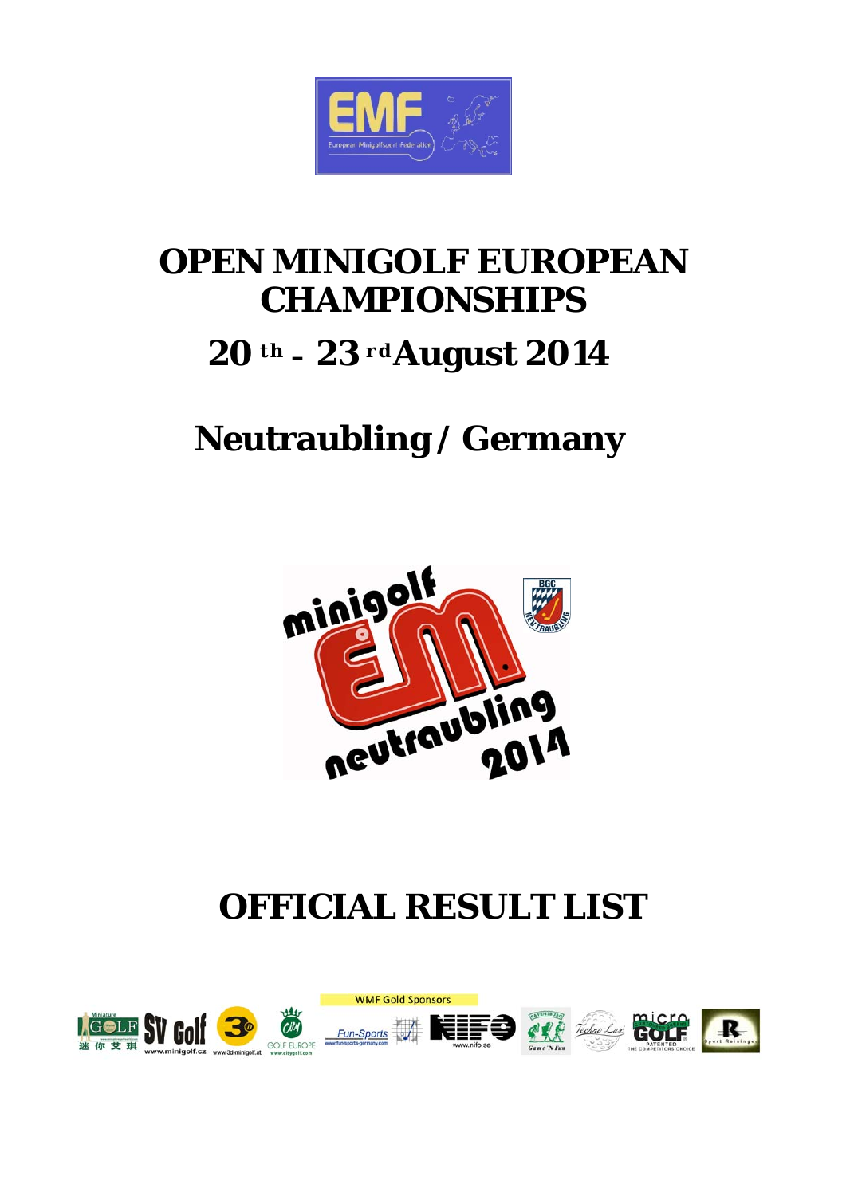# OPEN MINIGOLF EUROPEAN CHAMPIONSHIPS

## 20 th – 23 rd August 2014

## Neutraubling / Germany

# OFFICIAL RESULT LIST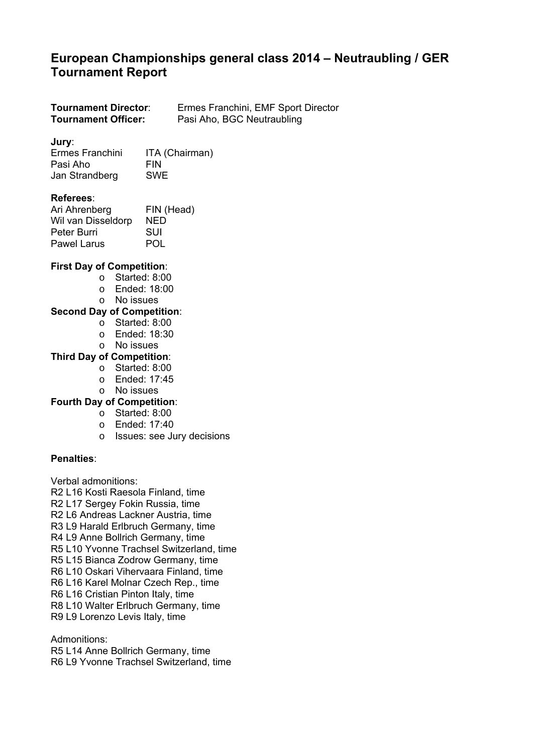# European Championships general class 2014 – Neutraubling / GER Tournament Report

**Tournament Director**: Ermes Franchini, EMF Sport Director
**Tournament Officer:** Pasi Aho, BGC Neutraubling

**Jury**:

| | |
|---|---|
| Ermes Franchini | ITA (Chairman) |
| Pasi Aho | FIN |
| Jan Strandberg | SWE |

**Referees**:

| | |
|---|---|
| Ari Ahrenberg | FIN (Head) |
| Wil van Disseldorp | NED |
| Peter Burri | SUI |
| Pawel Larus | POL |

**First Day of Competition**:
- Started: 8:00
- Ended: 18:00
- No issues

**Second Day of Competition**:
- Started: 8:00
- Ended: 18:30
- No issues

**Third Day of Competition**:
- Started: 8:00
- Ended: 17:45
- No issues

**Fourth Day of Competition**:
- Started: 8:00
- Ended: 17:40
- Issues: see Jury decisions

**Penalties**:

Verbal admonitions:
R2 L16 Kosti Raesola Finland, time
R2 L17 Sergey Fokin Russia, time
R2 L6 Andreas Lackner Austria, time
R3 L9 Harald Erlbruch Germany, time
R4 L9 Anne Bollrich Germany, time
R5 L10 Yvonne Trachsel Switzerland, time
R5 L15 Bianca Zodrow Germany, time
R6 L10 Oskari Vihervaara Finland, time
R6 L16 Karel Molnar Czech Rep., time
R6 L16 Cristian Pinton Italy, time
R8 L10 Walter Erlbruch Germany, time
R9 L9 Lorenzo Levis Italy, time

Admonitions:
R5 L14 Anne Bollrich Germany, time
R6 L9 Yvonne Trachsel Switzerland, time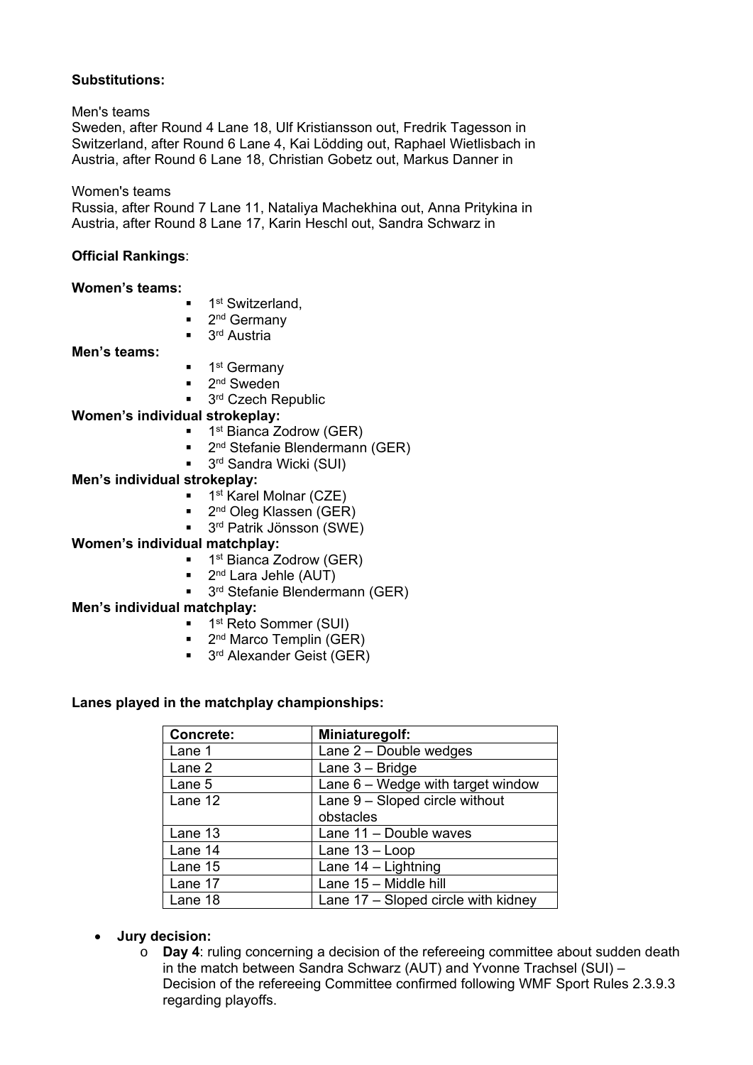**Substitutions:**

Men's teams
Sweden, after Round 4 Lane 18, Ulf Kristiansson out, Fredrik Tagesson in
Switzerland, after Round 6 Lane 4, Kai Lödding out, Raphael Wietlisbach in
Austria, after Round 6 Lane 18, Christian Gobetz out, Markus Danner in

Women's teams
Russia, after Round 7 Lane 11, Nataliya Machekhina out, Anna Pritykina in
Austria, after Round 8 Lane 17, Karin Heschl out, Sandra Schwarz in

**Official Rankings**:

**Women's teams:**

- 1st Switzerland,
- 2nd Germany
- 3rd Austria

**Men's teams:**

- 1st Germany
- 2nd Sweden
- 3rd Czech Republic

**Women's individual strokeplay:**

- 1st Bianca Zodrow (GER)
- 2nd Stefanie Blendermann (GER)
- 3rd Sandra Wicki (SUI)

**Men's individual strokeplay:**

- 1st Karel Molnar (CZE)
- 2nd Oleg Klassen (GER)
- 3rd Patrik Jönsson (SWE)

**Women's individual matchplay:**

- 1st Bianca Zodrow (GER)
- 2nd Lara Jehle (AUT)
- 3rd Stefanie Blendermann (GER)

**Men's individual matchplay:**

- 1st Reto Sommer (SUI)
- 2nd Marco Templin (GER)
- 3rd Alexander Geist (GER)

**Lanes played in the matchplay championships:**

| Concrete: | Miniaturegolf: |
|---|---|
| Lane 1 | Lane 2 – Double wedges |
| Lane 2 | Lane 3 – Bridge |
| Lane 5 | Lane 6 – Wedge with target window |
| Lane 12 | Lane 9 – Sloped circle without obstacles |
| Lane 13 | Lane 11 – Double waves |
| Lane 14 | Lane 13 – Loop |
| Lane 15 | Lane 14 – Lightning |
| Lane 17 | Lane 15 – Middle hill |
| Lane 18 | Lane 17 – Sloped circle with kidney |

- **Jury decision:**
  - **Day 4**: ruling concerning a decision of the refereeing committee about sudden death in the match between Sandra Schwarz (AUT) and Yvonne Trachsel (SUI) – Decision of the refereeing Committee confirmed following WMF Sport Rules 2.3.9.3 regarding playoffs.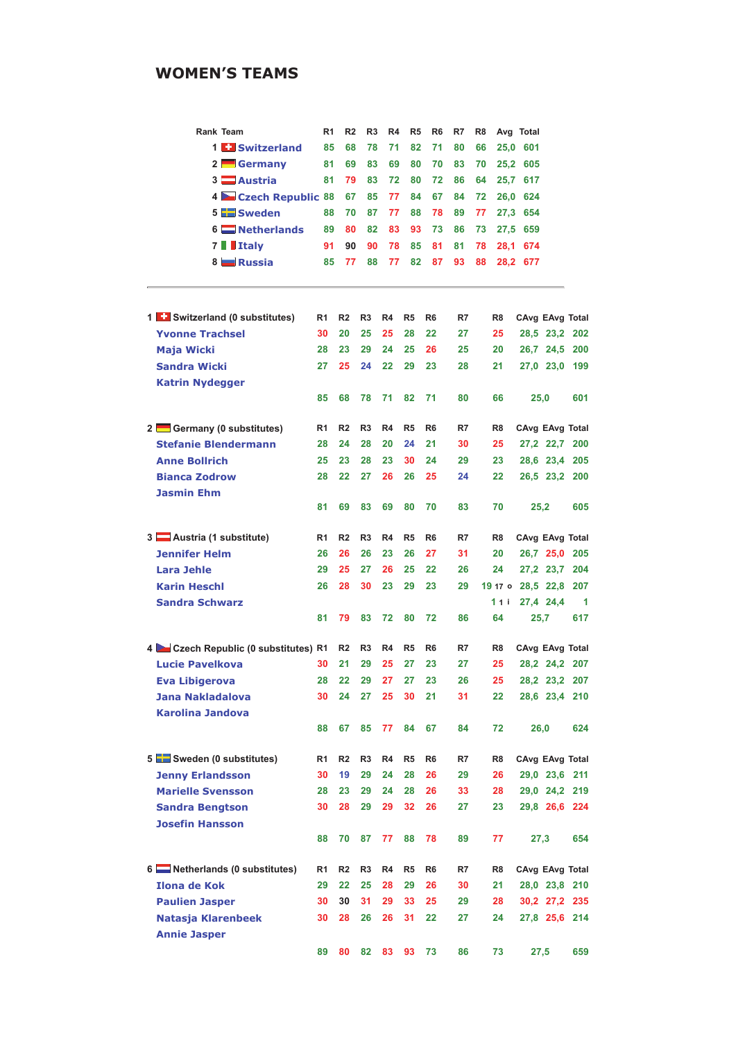# WOMEN'S TEAMS

| Rank | Team | R1 | R2 | R3 | R4 | R5 | R6 | R7 | R8 | Avg | Total |
|---|---|---|---|---|---|---|---|---|---|---|---|
| 1 | Switzerland | 85 | 68 | 78 | 71 | 82 | 71 | 80 | 66 | 25,0 | 601 |
| 2 | Germany | 81 | 69 | 83 | 69 | 80 | 70 | 83 | 70 | 25,2 | 605 |
| 3 | Austria | 81 | 79 | 83 | 72 | 80 | 72 | 86 | 64 | 25,7 | 617 |
| 4 | Czech Republic | 88 | 67 | 85 | 77 | 84 | 67 | 84 | 72 | 26,0 | 624 |
| 5 | Sweden | 88 | 70 | 87 | 77 | 88 | 78 | 89 | 77 | 27,3 | 654 |
| 6 | Netherlands | 89 | 80 | 82 | 83 | 93 | 73 | 86 | 73 | 27,5 | 659 |
| 7 | Italy | 91 | 90 | 90 | 78 | 85 | 81 | 81 | 78 | 28,1 | 674 |
| 8 | Russia | 85 | 77 | 88 | 77 | 82 | 87 | 93 | 88 | 28,2 | 677 |

---

| 1 Switzerland (0 substitutes) | R1 | R2 | R3 | R4 | R5 | R6 | R7 | R8 | CAvg | EAvg | Total |
|---|---|---|---|---|---|---|---|---|---|---|---|
| Yvonne Trachsel | 30 | 20 | 25 | 25 | 28 | 22 | 27 | 25 | 28,5 | 23,2 | 202 |
| Maja Wicki | 28 | 23 | 29 | 24 | 25 | 26 | 25 | 20 | 26,7 | 24,5 | 200 |
| Sandra Wicki | 27 | 25 | 24 | 22 | 29 | 23 | 28 | 21 | 27,0 | 23,0 | 199 |
| Katrin Nydegger | | | | | | | | | | | |
| | 85 | 68 | 78 | 71 | 82 | 71 | 80 | 66 | 25,0 | | 601 |

| 2 Germany (0 substitutes) | R1 | R2 | R3 | R4 | R5 | R6 | R7 | R8 | CAvg | EAvg | Total |
|---|---|---|---|---|---|---|---|---|---|---|---|
| Stefanie Blendermann | 28 | 24 | 28 | 20 | 24 | 21 | 30 | 25 | 27,2 | 22,7 | 200 |
| Anne Bollrich | 25 | 23 | 28 | 23 | 30 | 24 | 29 | 23 | 28,6 | 23,4 | 205 |
| Bianca Zodrow | 28 | 22 | 27 | 26 | 26 | 25 | 24 | 22 | 26,5 | 23,2 | 200 |
| Jasmin Ehm | | | | | | | | | | | |
| | 81 | 69 | 83 | 69 | 80 | 70 | 83 | 70 | 25,2 | | 605 |

| 3 Austria (1 substitute) | R1 | R2 | R3 | R4 | R5 | R6 | R7 | R8 | CAvg | EAvg | Total |
|---|---|---|---|---|---|---|---|---|---|---|---|
| Jennifer Helm | 26 | 26 | 26 | 23 | 26 | 27 | 31 | 20 | 26,7 | 25,0 | 205 |
| Lara Jehle | 29 | 25 | 27 | 26 | 25 | 22 | 26 | 24 | 27,2 | 23,7 | 204 |
| Karin Heschl | 26 | 28 | 30 | 23 | 29 | 23 | 29 | 19 17 o | 28,5 | 22,8 | 207 |
| Sandra Schwarz | | | | | | | | 1 1 i | 27,4 | 24,4 | 1 |
| | 81 | 79 | 83 | 72 | 80 | 72 | 86 | 64 | 25,7 | | 617 |

| 4 Czech Republic (0 substitutes) | R1 | R2 | R3 | R4 | R5 | R6 | R7 | R8 | CAvg | EAvg | Total |
|---|---|---|---|---|---|---|---|---|---|---|---|
| Lucie Pavelkova | 30 | 21 | 29 | 25 | 27 | 23 | 27 | 25 | 28,2 | 24,2 | 207 |
| Eva Libigerova | 28 | 22 | 29 | 27 | 27 | 23 | 26 | 25 | 28,2 | 23,2 | 207 |
| Jana Nakladalova | 30 | 24 | 27 | 25 | 30 | 21 | 31 | 22 | 28,6 | 23,4 | 210 |
| Karolina Jandova | | | | | | | | | | | |
| | 88 | 67 | 85 | 77 | 84 | 67 | 84 | 72 | 26,0 | | 624 |

| 5 Sweden (0 substitutes) | R1 | R2 | R3 | R4 | R5 | R6 | R7 | R8 | CAvg | EAvg | Total |
|---|---|---|---|---|---|---|---|---|---|---|---|
| Jenny Erlandsson | 30 | 19 | 29 | 24 | 28 | 26 | 29 | 26 | 29,0 | 23,6 | 211 |
| Marielle Svensson | 28 | 23 | 29 | 24 | 28 | 26 | 33 | 28 | 29,0 | 24,2 | 219 |
| Sandra Bengtson | 30 | 28 | 29 | 29 | 32 | 26 | 27 | 23 | 29,8 | 26,6 | 224 |
| Josefin Hansson | | | | | | | | | | | |
| | 88 | 70 | 87 | 77 | 88 | 78 | 89 | 77 | 27,3 | | 654 |

| 6 Netherlands (0 substitutes) | R1 | R2 | R3 | R4 | R5 | R6 | R7 | R8 | CAvg | EAvg | Total |
|---|---|---|---|---|---|---|---|---|---|---|---|
| Ilona de Kok | 29 | 22 | 25 | 28 | 29 | 26 | 30 | 21 | 28,0 | 23,8 | 210 |
| Paulien Jasper | 30 | 30 | 31 | 29 | 33 | 25 | 29 | 28 | 30,2 | 27,2 | 235 |
| Natasja Klarenbeek | 30 | 28 | 26 | 26 | 31 | 22 | 27 | 24 | 27,8 | 25,6 | 214 |
| Annie Jasper | | | | | | | | | | | |
| | 89 | 80 | 82 | 83 | 93 | 73 | 86 | 73 | 27,5 | | 659 |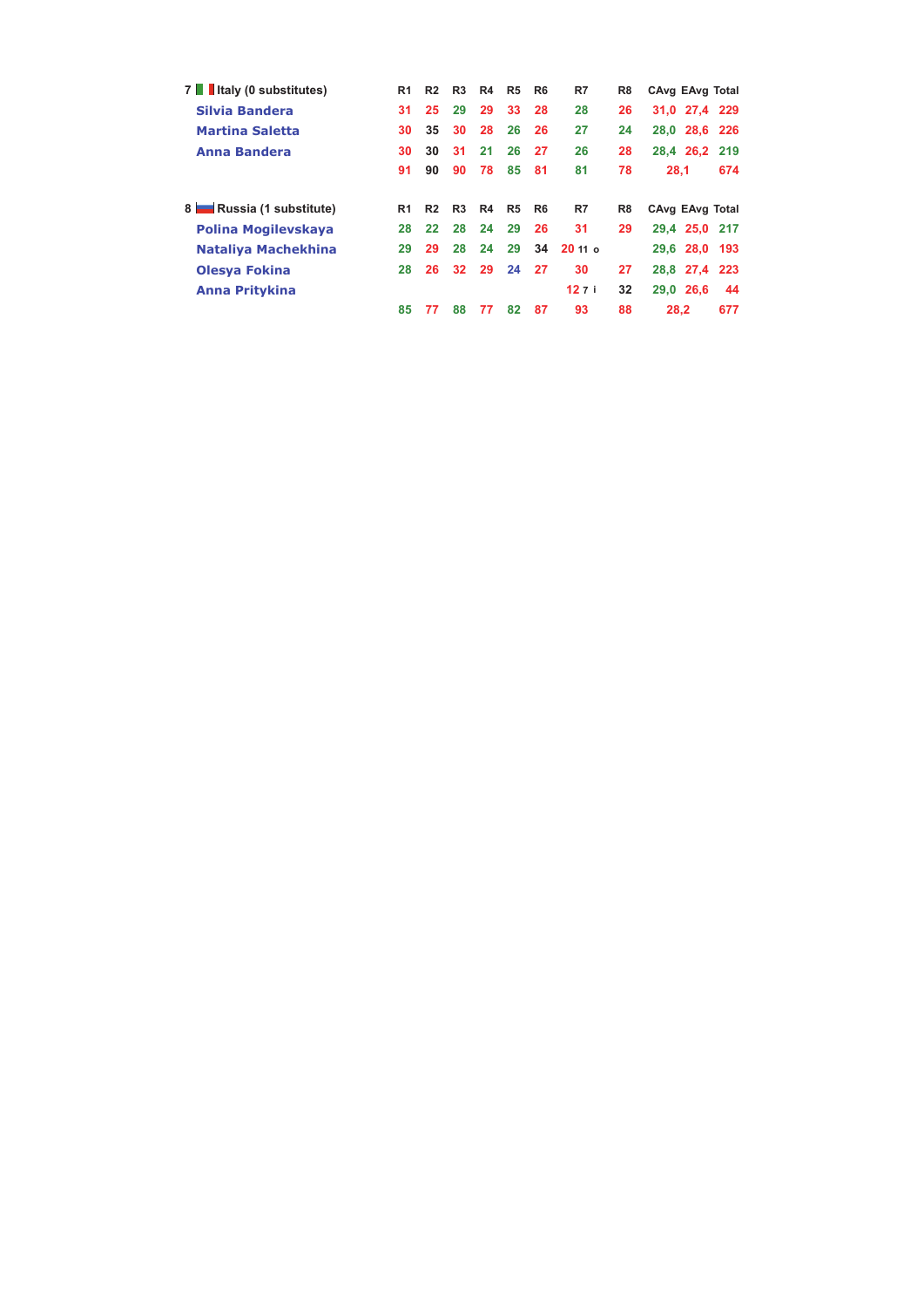| 7 Italy (0 substitutes) | R1 | R2 | R3 | R4 | R5 | R6 | R7 | R8 | CAvg | EAvg | Total |
|---|---|---|---|---|---|---|---|---|---|---|---|
| **Silvia Bandera** | 31 | 25 | 29 | 29 | 33 | 28 | 28 | 26 | 31,0 | 27,4 | 229 |
| **Martina Saletta** | 30 | 35 | 30 | 28 | 26 | 26 | 27 | 24 | 28,0 | 28,6 | 226 |
| **Anna Bandera** | 30 | 30 | 31 | 21 | 26 | 27 | 26 | 28 | 28,4 | 26,2 | 219 |
| | 91 | 90 | 90 | 78 | 85 | 81 | 81 | 78 | 28,1 | | 674 |

| 8 Russia (1 substitute) | R1 | R2 | R3 | R4 | R5 | R6 | R7 | R8 | CAvg | EAvg | Total |
|---|---|---|---|---|---|---|---|---|---|---|---|
| **Polina Mogilevskaya** | 28 | 22 | 28 | 24 | 29 | 26 | 31 | 29 | 29,4 | 25,0 | 217 |
| **Nataliya Machekhina** | 29 | 29 | 28 | 24 | 29 | 34 | 20 11 o | | 29,6 | 28,0 | 193 |
| **Olesya Fokina** | 28 | 26 | 32 | 29 | 24 | 27 | 30 | 27 | 28,8 | 27,4 | 223 |
| **Anna Pritykina** | | | | | | | 12 7 i | 32 | 29,0 | 26,6 | 44 |
| | 85 | 77 | 88 | 77 | 82 | 87 | 93 | 88 | 28,2 | | 677 |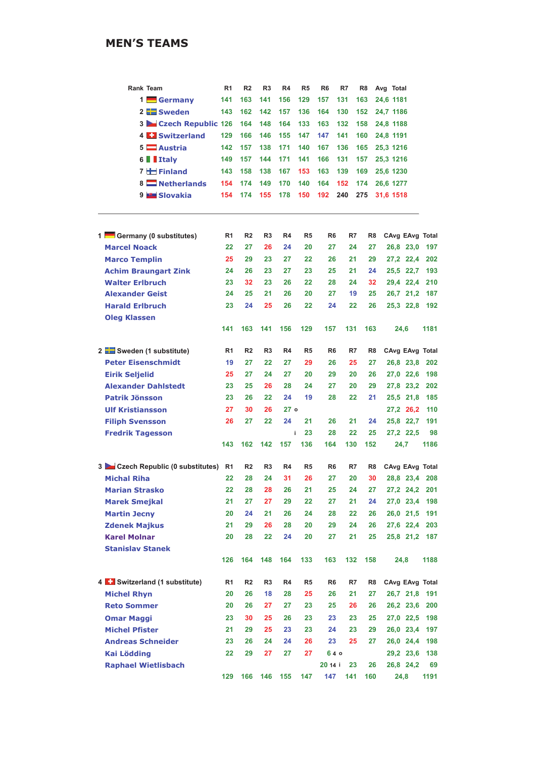# MEN'S TEAMS

| Rank | Team | R1 | R2 | R3 | R4 | R5 | R6 | R7 | R8 | Avg | Total |
|---|---|---|---|---|---|---|---|---|---|---|---|
| 1 | Germany | 141 | 163 | 141 | 156 | 129 | 157 | 131 | 163 | 24,6 | 1181 |
| 2 | Sweden | 143 | 162 | 142 | 157 | 136 | 164 | 130 | 152 | 24,7 | 1186 |
| 3 | Czech Republic | 126 | 164 | 148 | 164 | 133 | 163 | 132 | 158 | 24,8 | 1188 |
| 4 | Switzerland | 129 | 166 | 146 | 155 | 147 | 147 | 141 | 160 | 24,8 | 1191 |
| 5 | Austria | 142 | 157 | 138 | 171 | 140 | 167 | 136 | 165 | 25,3 | 1216 |
| 6 | Italy | 149 | 157 | 144 | 171 | 141 | 166 | 131 | 157 | 25,3 | 1216 |
| 7 | Finland | 143 | 158 | 138 | 167 | 153 | 163 | 139 | 169 | 25,6 | 1230 |
| 8 | Netherlands | 154 | 174 | 149 | 170 | 140 | 164 | 152 | 174 | 26,6 | 1277 |
| 9 | Slovakia | 154 | 174 | 155 | 178 | 150 | 192 | 240 | 275 | 31,6 | 1518 |

| 1 Germany (0 substitutes) | R1 | R2 | R3 | R4 | R5 | R6 | R7 | R8 | CAvg | EAvg | Total |
|---|---|---|---|---|---|---|---|---|---|---|---|
| Marcel Noack | 22 | 27 | 26 | 24 | 20 | 27 | 24 | 27 | 26,8 | 23,0 | 197 |
| Marco Templin | 25 | 29 | 23 | 27 | 22 | 26 | 21 | 29 | 27,2 | 22,4 | 202 |
| Achim Braungart Zink | 24 | 26 | 23 | 27 | 23 | 25 | 21 | 24 | 25,5 | 22,7 | 193 |
| Walter Erlbruch | 23 | 32 | 23 | 26 | 22 | 28 | 24 | 32 | 29,4 | 22,4 | 210 |
| Alexander Geist | 24 | 25 | 21 | 26 | 20 | 27 | 19 | 25 | 26,7 | 21,2 | 187 |
| Harald Erlbruch | 23 | 24 | 25 | 26 | 22 | 24 | 22 | 26 | 25,3 | 22,8 | 192 |
| Oleg Klassen | | | | | | | | | | | |
| | 141 | 163 | 141 | 156 | 129 | 157 | 131 | 163 | 24,6 | | 1181 |

| 2 Sweden (1 substitute) | R1 | R2 | R3 | R4 | R5 | R6 | R7 | R8 | CAvg | EAvg | Total |
|---|---|---|---|---|---|---|---|---|---|---|---|
| Peter Eisenschmidt | 19 | 27 | 22 | 27 | 29 | 26 | 25 | 27 | 26,8 | 23,8 | 202 |
| Eirik Seljelid | 25 | 27 | 24 | 27 | 20 | 29 | 20 | 26 | 27,0 | 22,6 | 198 |
| Alexander Dahlstedt | 23 | 25 | 26 | 28 | 24 | 27 | 20 | 29 | 27,8 | 23,2 | 202 |
| Patrik Jönsson | 23 | 26 | 22 | 24 | 19 | 28 | 22 | 21 | 25,5 | 21,8 | 185 |
| Ulf Kristiansson | 27 | 30 | 26 | 27 o | | | | | 27,2 | 26,2 | 110 |
| Filiph Svensson | 26 | 27 | 22 | 24 | 21 | 26 | 21 | 24 | 25,8 | 22,7 | 191 |
| Fredrik Tagesson | | | | i | 23 | 28 | 22 | 25 | 27,2 | 22,5 | 98 |
| | 143 | 162 | 142 | 157 | 136 | 164 | 130 | 152 | 24,7 | | 1186 |

| 3 Czech Republic (0 substitutes) | R1 | R2 | R3 | R4 | R5 | R6 | R7 | R8 | CAvg | EAvg | Total |
|---|---|---|---|---|---|---|---|---|---|---|---|
| Michal Riha | 22 | 28 | 24 | 31 | 26 | 27 | 20 | 30 | 28,8 | 23,4 | 208 |
| Marian Strasko | 22 | 28 | 28 | 26 | 21 | 25 | 24 | 27 | 27,2 | 24,2 | 201 |
| Marek Smejkal | 21 | 27 | 27 | 29 | 22 | 27 | 21 | 24 | 27,0 | 23,4 | 198 |
| Martin Jecny | 20 | 24 | 21 | 26 | 24 | 28 | 22 | 26 | 26,0 | 21,5 | 191 |
| Zdenek Majkus | 21 | 29 | 26 | 28 | 20 | 29 | 24 | 26 | 27,6 | 22,4 | 203 |
| Karel Molnar | 20 | 28 | 22 | 24 | 20 | 27 | 21 | 25 | 25,8 | 21,2 | 187 |
| Stanislav Stanek | | | | | | | | | | | |
| | 126 | 164 | 148 | 164 | 133 | 163 | 132 | 158 | 24,8 | | 1188 |

| 4 Switzerland (1 substitute) | R1 | R2 | R3 | R4 | R5 | R6 | R7 | R8 | CAvg | EAvg | Total |
|---|---|---|---|---|---|---|---|---|---|---|---|
| Michel Rhyn | 20 | 26 | 18 | 28 | 25 | 26 | 21 | 27 | 26,7 | 21,8 | 191 |
| Reto Sommer | 20 | 26 | 27 | 27 | 23 | 25 | 26 | 26 | 26,2 | 23,6 | 200 |
| Omar Maggi | 23 | 30 | 25 | 26 | 23 | 23 | 23 | 25 | 27,0 | 22,5 | 198 |
| Michel Pfister | 21 | 29 | 25 | 23 | 23 | 24 | 23 | 29 | 26,0 | 23,4 | 197 |
| Andreas Schneider | 23 | 26 | 24 | 24 | 26 | 23 | 25 | 27 | 26,0 | 24,4 | 198 |
| Kai Lödding | 22 | 29 | 27 | 27 | 27 | 6 4 o | | | 29,2 | 23,6 | 138 |
| Raphael Wietlisbach | | | | | | 20 14 i | 23 | 26 | 26,8 | 24,2 | 69 |
| | 129 | 166 | 146 | 155 | 147 | 147 | 141 | 160 | 24,8 | | 1191 |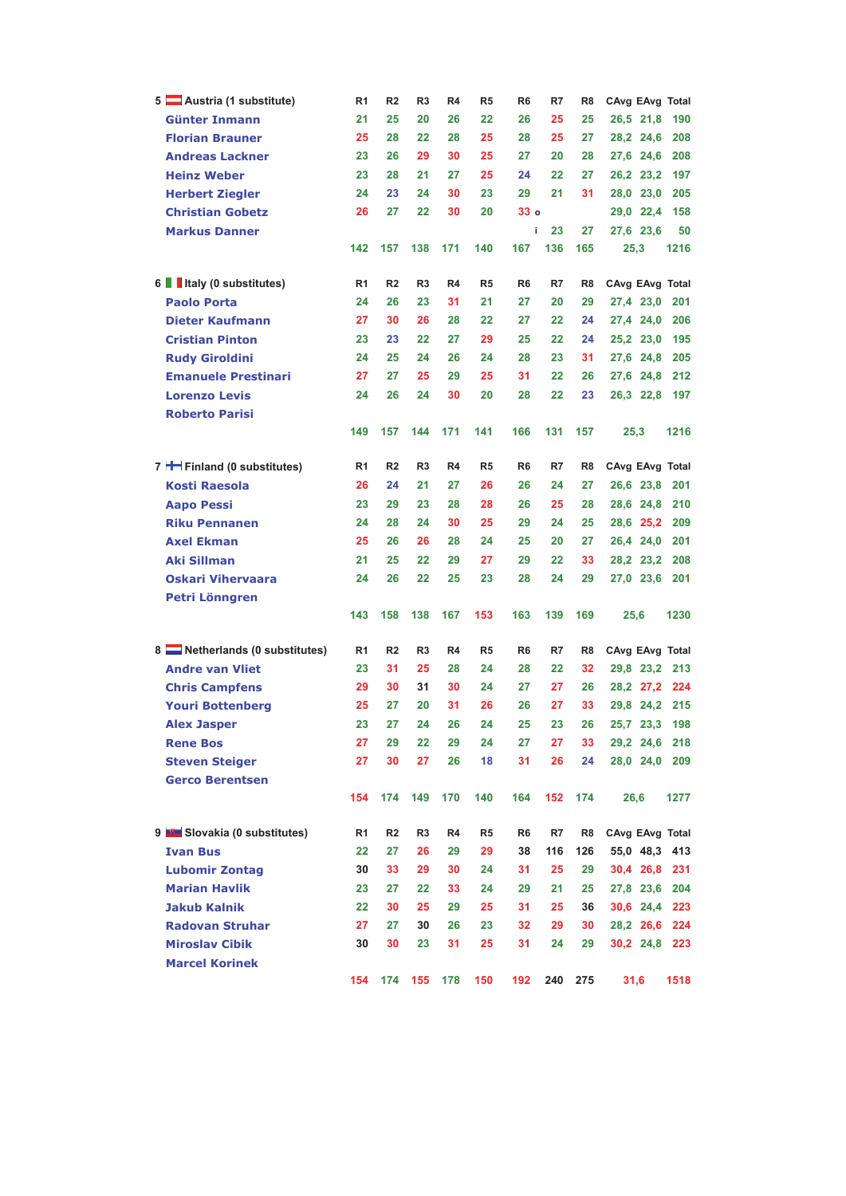| 5 Austria (1 substitute) | R1 | R2 | R3 | R4 | R5 | R6 | R7 | R8 | CAvg | EAvg | Total |
|---|---|---|---|---|---|---|---|---|---|---|---|
| Günter Inmann | 21 | 25 | 20 | 26 | 22 | 26 | 25 | 25 | 26,5 | 21,8 | 190 |
| Florian Brauner | 25 | 28 | 22 | 28 | 25 | 28 | 25 | 27 | 28,2 | 24,6 | 208 |
| Andreas Lackner | 23 | 26 | 29 | 30 | 25 | 27 | 20 | 28 | 27,6 | 24,6 | 208 |
| Heinz Weber | 23 | 28 | 21 | 27 | 25 | 24 | 22 | 27 | 26,2 | 23,2 | 197 |
| Herbert Ziegler | 24 | 23 | 24 | 30 | 23 | 29 | 21 | 31 | 28,0 | 23,0 | 205 |
| Christian Gobetz | 26 | 27 | 22 | 30 | 20 | 33 o | | | 29,0 | 22,4 | 158 |
| Markus Danner | | | | | | i | 23 | 27 | 27,6 | 23,6 | 50 |
| | 142 | 157 | 138 | 171 | 140 | 167 | 136 | 165 | 25,3 | | 1216 |

| 6 Italy (0 substitutes) | R1 | R2 | R3 | R4 | R5 | R6 | R7 | R8 | CAvg | EAvg | Total |
|---|---|---|---|---|---|---|---|---|---|---|---|
| Paolo Porta | 24 | 26 | 23 | 31 | 21 | 27 | 20 | 29 | 27,4 | 23,0 | 201 |
| Dieter Kaufmann | 27 | 30 | 26 | 28 | 22 | 27 | 22 | 24 | 27,4 | 24,0 | 206 |
| Cristian Pinton | 23 | 23 | 22 | 27 | 29 | 25 | 22 | 24 | 25,2 | 23,0 | 195 |
| Rudy Giroldini | 24 | 25 | 24 | 26 | 24 | 28 | 23 | 31 | 27,6 | 24,8 | 205 |
| Emanuele Prestinari | 27 | 27 | 25 | 29 | 25 | 31 | 22 | 26 | 27,6 | 24,8 | 212 |
| Lorenzo Levis | 24 | 26 | 24 | 30 | 20 | 28 | 22 | 23 | 26,3 | 22,8 | 197 |
| Roberto Parisi | | | | | | | | | | | |
| | 149 | 157 | 144 | 171 | 141 | 166 | 131 | 157 | 25,3 | | 1216 |

| 7 Finland (0 substitutes) | R1 | R2 | R3 | R4 | R5 | R6 | R7 | R8 | CAvg | EAvg | Total |
|---|---|---|---|---|---|---|---|---|---|---|---|
| Kosti Raesola | 26 | 24 | 21 | 27 | 26 | 26 | 24 | 27 | 26,6 | 23,8 | 201 |
| Aapo Pessi | 23 | 29 | 23 | 28 | 28 | 26 | 25 | 28 | 28,6 | 24,8 | 210 |
| Riku Pennanen | 24 | 28 | 24 | 30 | 25 | 29 | 24 | 25 | 28,6 | 25,2 | 209 |
| Axel Ekman | 25 | 26 | 26 | 28 | 24 | 25 | 20 | 27 | 26,4 | 24,0 | 201 |
| Aki Sillman | 21 | 25 | 22 | 29 | 27 | 29 | 22 | 33 | 28,2 | 23,2 | 208 |
| Oskari Vihervaara | 24 | 26 | 22 | 25 | 23 | 28 | 24 | 29 | 27,0 | 23,6 | 201 |
| Petri Lönngren | | | | | | | | | | | |
| | 143 | 158 | 138 | 167 | 153 | 163 | 139 | 169 | 25,6 | | 1230 |

| 8 Netherlands (0 substitutes) | R1 | R2 | R3 | R4 | R5 | R6 | R7 | R8 | CAvg | EAvg | Total |
|---|---|---|---|---|---|---|---|---|---|---|---|
| Andre van Vliet | 23 | 31 | 25 | 28 | 24 | 28 | 22 | 32 | 29,8 | 23,2 | 213 |
| Chris Campfens | 29 | 30 | 31 | 30 | 24 | 27 | 27 | 26 | 28,2 | 27,2 | 224 |
| Youri Bottenberg | 25 | 27 | 20 | 31 | 26 | 26 | 27 | 33 | 29,8 | 24,2 | 215 |
| Alex Jasper | 23 | 27 | 24 | 26 | 24 | 25 | 23 | 26 | 25,7 | 23,3 | 198 |
| Rene Bos | 27 | 29 | 22 | 29 | 24 | 27 | 27 | 33 | 29,2 | 24,6 | 218 |
| Steven Steiger | 27 | 30 | 27 | 26 | 18 | 31 | 26 | 24 | 28,0 | 24,0 | 209 |
| Gerco Berentsen | | | | | | | | | | | |
| | 154 | 174 | 149 | 170 | 140 | 164 | 152 | 174 | 26,6 | | 1277 |

| 9 Slovakia (0 substitutes) | R1 | R2 | R3 | R4 | R5 | R6 | R7 | R8 | CAvg | EAvg | Total |
|---|---|---|---|---|---|---|---|---|---|---|---|
| Ivan Bus | 22 | 27 | 26 | 29 | 29 | 38 | 116 | 126 | 55,0 | 48,3 | 413 |
| Lubomir Zontag | 30 | 33 | 29 | 30 | 24 | 31 | 25 | 29 | 30,4 | 26,8 | 231 |
| Marian Havlik | 23 | 27 | 22 | 33 | 24 | 29 | 21 | 25 | 27,8 | 23,6 | 204 |
| Jakub Kalnik | 22 | 30 | 25 | 29 | 25 | 31 | 25 | 36 | 30,6 | 24,4 | 223 |
| Radovan Struhar | 27 | 27 | 30 | 26 | 23 | 32 | 29 | 30 | 28,2 | 26,6 | 224 |
| Miroslav Cibik | 30 | 30 | 23 | 31 | 25 | 31 | 24 | 29 | 30,2 | 24,8 | 223 |
| Marcel Korinek | | | | | | | | | | | |
| | 154 | 174 | 155 | 178 | 150 | 192 | 240 | 275 | 31,6 | | 1518 |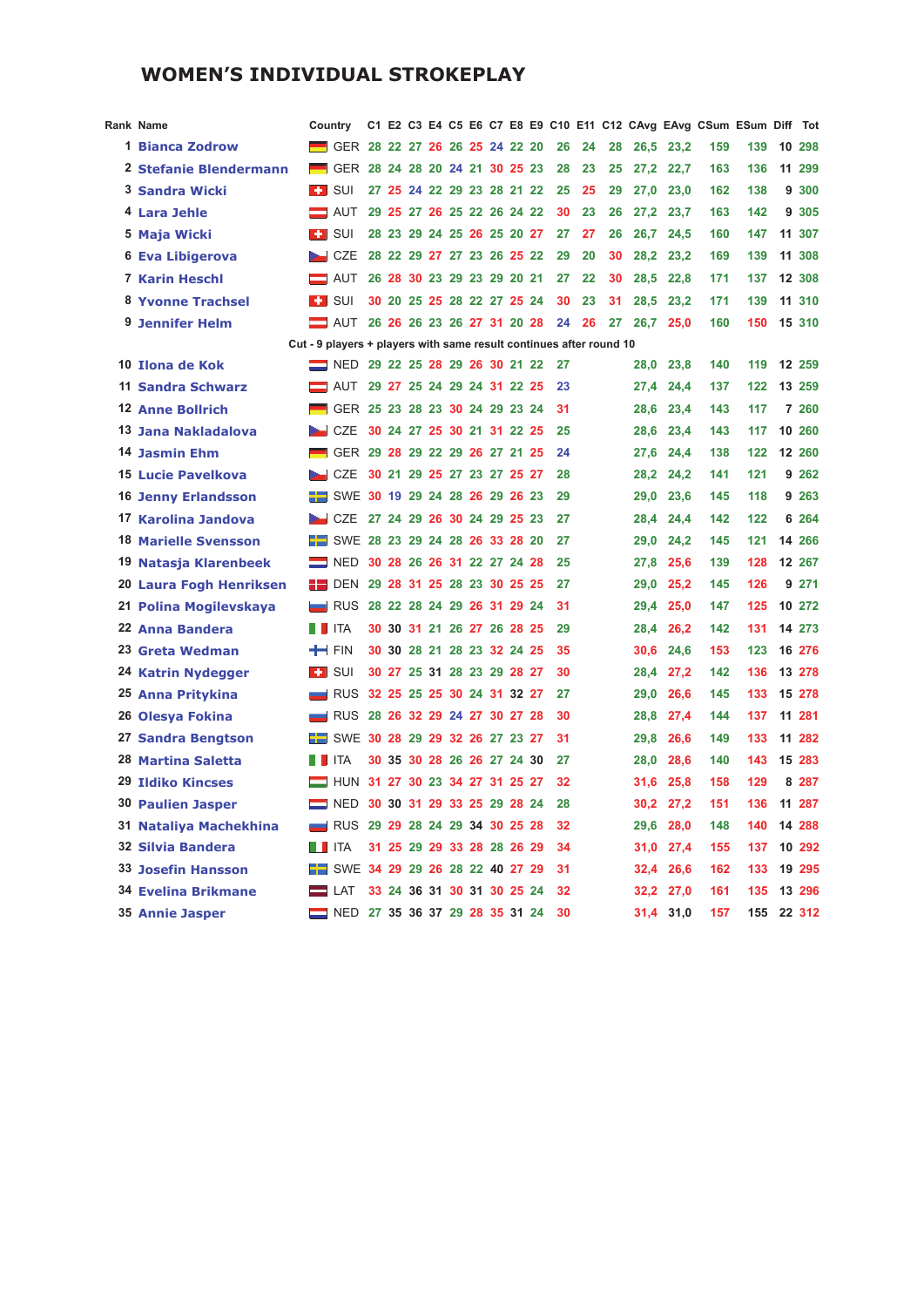# WOMEN'S INDIVIDUAL STROKEPLAY

| Rank | Name | Country | C1 | E2 | C3 | E4 | C5 | E6 | C7 | E8 | E9 | C10 | E11 | C12 | CAvg | EAvg | CSum | ESum | Diff | Tot |
|---|---|---|---|---|---|---|---|---|---|---|---|---|---|---|---|---|---|---|---|---|
| 1 | Bianca Zodrow | GER | 28 | 22 | 27 | 26 | 26 | 25 | 24 | 22 | 20 | 26 | 24 | 28 | 26,5 | 23,2 | 159 | 139 | 10 | 298 |
| 2 | Stefanie Blendermann | GER | 28 | 24 | 28 | 20 | 24 | 21 | 30 | 25 | 23 | 28 | 23 | 25 | 27,2 | 22,7 | 163 | 136 | 11 | 299 |
| 3 | Sandra Wicki | SUI | 27 | 25 | 24 | 22 | 29 | 23 | 28 | 21 | 22 | 25 | 25 | 29 | 27,0 | 23,0 | 162 | 138 | 9 | 300 |
| 4 | Lara Jehle | AUT | 29 | 25 | 27 | 26 | 25 | 22 | 26 | 24 | 22 | 30 | 23 | 26 | 27,2 | 23,7 | 163 | 142 | 9 | 305 |
| 5 | Maja Wicki | SUI | 28 | 23 | 29 | 24 | 25 | 26 | 25 | 20 | 27 | 27 | 27 | 26 | 26,7 | 24,5 | 160 | 147 | 11 | 307 |
| 6 | Eva Libigerova | CZE | 28 | 22 | 29 | 27 | 27 | 23 | 26 | 25 | 22 | 29 | 20 | 30 | 28,2 | 23,2 | 169 | 139 | 11 | 308 |
| 7 | Karin Heschl | AUT | 26 | 28 | 30 | 23 | 29 | 23 | 29 | 20 | 21 | 27 | 22 | 30 | 28,5 | 22,8 | 171 | 137 | 12 | 308 |
| 8 | Yvonne Trachsel | SUI | 30 | 20 | 25 | 25 | 28 | 22 | 27 | 25 | 24 | 30 | 23 | 31 | 28,5 | 23,2 | 171 | 139 | 11 | 310 |
| 9 | Jennifer Helm | AUT | 26 | 26 | 26 | 23 | 26 | 27 | 31 | 20 | 28 | 24 | 26 | 27 | 26,7 | 25,0 | 160 | 150 | 15 | 310 |
| | Cut - 9 players + players with same result continues after round 10 | | | | | | | | | | | | | | | | | | | |
| 10 | Ilona de Kok | NED | 29 | 22 | 25 | 28 | 29 | 26 | 30 | 21 | 22 | 27 | | | 28,0 | 23,8 | 140 | 119 | 12 | 259 |
| 11 | Sandra Schwarz | AUT | 29 | 27 | 25 | 24 | 29 | 24 | 31 | 22 | 25 | 23 | | | 27,4 | 24,4 | 137 | 122 | 13 | 259 |
| 12 | Anne Bollrich | GER | 25 | 23 | 28 | 23 | 30 | 24 | 29 | 23 | 24 | 31 | | | 28,6 | 23,4 | 143 | 117 | 7 | 260 |
| 13 | Jana Nakladalova | CZE | 30 | 24 | 27 | 25 | 30 | 21 | 31 | 22 | 25 | 25 | | | 28,6 | 23,4 | 143 | 117 | 10 | 260 |
| 14 | Jasmin Ehm | GER | 29 | 28 | 29 | 22 | 29 | 26 | 27 | 21 | 25 | 24 | | | 27,6 | 24,4 | 138 | 122 | 12 | 260 |
| 15 | Lucie Pavelkova | CZE | 30 | 21 | 29 | 25 | 27 | 23 | 27 | 25 | 27 | 28 | | | 28,2 | 24,2 | 141 | 121 | 9 | 262 |
| 16 | Jenny Erlandsson | SWE | 30 | 19 | 29 | 24 | 28 | 26 | 29 | 26 | 23 | 29 | | | 29,0 | 23,6 | 145 | 118 | 9 | 263 |
| 17 | Karolina Jandova | CZE | 27 | 24 | 29 | 26 | 30 | 24 | 29 | 25 | 23 | 27 | | | 28,4 | 24,4 | 142 | 122 | 6 | 264 |
| 18 | Marielle Svensson | SWE | 28 | 23 | 29 | 24 | 28 | 26 | 33 | 28 | 20 | 27 | | | 29,0 | 24,2 | 145 | 121 | 14 | 266 |
| 19 | Natasja Klarenbeek | NED | 30 | 28 | 26 | 26 | 31 | 22 | 27 | 24 | 28 | 25 | | | 27,8 | 25,6 | 139 | 128 | 12 | 267 |
| 20 | Laura Fogh Henriksen | DEN | 29 | 28 | 31 | 25 | 28 | 23 | 30 | 25 | 25 | 27 | | | 29,0 | 25,2 | 145 | 126 | 9 | 271 |
| 21 | Polina Mogilevskaya | RUS | 28 | 22 | 28 | 24 | 29 | 26 | 31 | 29 | 24 | 31 | | | 29,4 | 25,0 | 147 | 125 | 10 | 272 |
| 22 | Anna Bandera | ITA | 30 | 30 | 31 | 21 | 26 | 27 | 26 | 28 | 25 | 29 | | | 28,4 | 26,2 | 142 | 131 | 14 | 273 |
| 23 | Greta Wedman | FIN | 30 | 30 | 28 | 21 | 28 | 23 | 32 | 24 | 25 | 35 | | | 30,6 | 24,6 | 153 | 123 | 16 | 276 |
| 24 | Katrin Nydegger | SUI | 30 | 27 | 25 | 31 | 28 | 23 | 29 | 28 | 27 | 30 | | | 28,4 | 27,2 | 142 | 136 | 13 | 278 |
| 25 | Anna Pritykina | RUS | 32 | 25 | 25 | 25 | 30 | 24 | 31 | 32 | 27 | 27 | | | 29,0 | 26,6 | 145 | 133 | 15 | 278 |
| 26 | Olesya Fokina | RUS | 28 | 26 | 32 | 29 | 24 | 27 | 30 | 27 | 28 | 30 | | | 28,8 | 27,4 | 144 | 137 | 11 | 281 |
| 27 | Sandra Bengtson | SWE | 30 | 28 | 29 | 29 | 32 | 26 | 27 | 23 | 27 | 31 | | | 29,8 | 26,6 | 149 | 133 | 11 | 282 |
| 28 | Martina Saletta | ITA | 30 | 35 | 30 | 28 | 26 | 26 | 27 | 24 | 30 | 27 | | | 28,0 | 28,6 | 140 | 143 | 15 | 283 |
| 29 | Ildiko Kincses | HUN | 31 | 27 | 30 | 23 | 34 | 27 | 31 | 25 | 27 | 32 | | | 31,6 | 25,8 | 158 | 129 | 8 | 287 |
| 30 | Paulien Jasper | NED | 30 | 30 | 31 | 29 | 33 | 25 | 29 | 28 | 24 | 28 | | | 30,2 | 27,2 | 151 | 136 | 11 | 287 |
| 31 | Nataliya Machekhina | RUS | 29 | 29 | 28 | 24 | 29 | 34 | 30 | 25 | 28 | 32 | | | 29,6 | 28,0 | 148 | 140 | 14 | 288 |
| 32 | Silvia Bandera | ITA | 31 | 25 | 29 | 29 | 33 | 28 | 28 | 26 | 29 | 34 | | | 31,0 | 27,4 | 155 | 137 | 10 | 292 |
| 33 | Josefin Hansson | SWE | 34 | 29 | 29 | 26 | 28 | 22 | 40 | 27 | 29 | 31 | | | 32,4 | 26,6 | 162 | 133 | 19 | 295 |
| 34 | Evelina Brikmane | LAT | 33 | 24 | 36 | 31 | 30 | 31 | 30 | 25 | 24 | 32 | | | 32,2 | 27,0 | 161 | 135 | 13 | 296 |
| 35 | Annie Jasper | NED | 27 | 35 | 36 | 37 | 29 | 28 | 35 | 31 | 24 | 30 | | | 31,4 | 31,0 | 157 | 155 | 22 | 312 |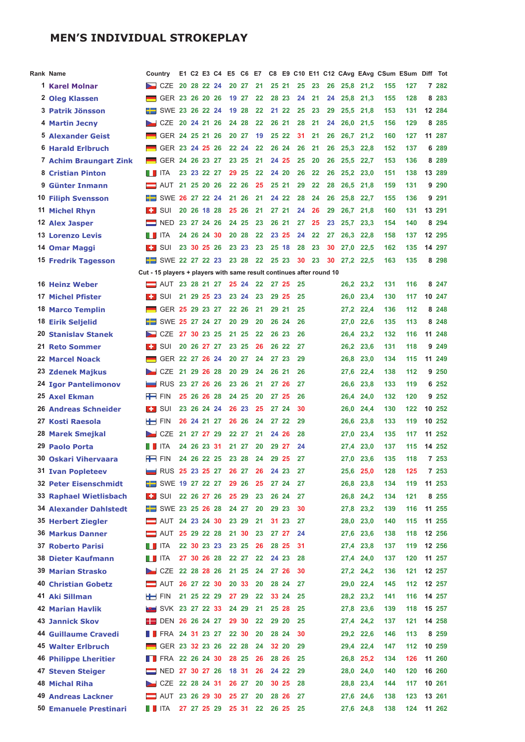## MEN'S INDIVIDUAL STROKEPLAY

| Rank | Name | Country | E1 | C2 | E3 | C4 | E5 | C6 | E7 | C8 | E9 | C10 | E11 | C12 | CAvg | EAvg | CSum | ESum | Diff | Tot |
|---|---|---|---|---|---|---|---|---|---|---|---|---|---|---|---|---|---|---|---|---|
| 1 | Karel Molnar | CZE | 20 | 28 | 22 | 24 | 20 | 27 | 21 | 25 | 21 | 25 | 23 | 26 | 25,8 | 21,2 | 155 | 127 | 7 | 282 |
| 2 | Oleg Klassen | GER | 23 | 26 | 20 | 26 | 19 | 27 | 22 | 28 | 23 | 24 | 21 | 24 | 25,8 | 21,3 | 155 | 128 | 8 | 283 |
| 3 | Patrik Jönsson | SWE | 23 | 26 | 22 | 24 | 19 | 28 | 22 | 21 | 22 | 25 | 23 | 29 | 25,5 | 21,8 | 153 | 131 | 12 | 284 |
| 4 | Martin Jecny | CZE | 20 | 24 | 21 | 26 | 24 | 28 | 22 | 26 | 21 | 28 | 21 | 24 | 26,0 | 21,5 | 156 | 129 | 8 | 285 |
| 5 | Alexander Geist | GER | 24 | 25 | 21 | 26 | 20 | 27 | 19 | 25 | 22 | 31 | 21 | 26 | 26,7 | 21,2 | 160 | 127 | 11 | 287 |
| 6 | Harald Erlbruch | GER | 23 | 24 | 25 | 26 | 22 | 24 | 22 | 26 | 24 | 26 | 21 | 26 | 25,3 | 22,8 | 152 | 137 | 6 | 289 |
| 7 | Achim Braungart Zink | GER | 24 | 26 | 23 | 27 | 23 | 25 | 21 | 24 | 25 | 25 | 20 | 26 | 25,5 | 22,7 | 153 | 136 | 8 | 289 |
| 8 | Cristian Pinton | ITA | 23 | 23 | 22 | 27 | 29 | 25 | 22 | 24 | 20 | 26 | 22 | 26 | 25,2 | 23,0 | 151 | 138 | 13 | 289 |
| 9 | Günter Inmann | AUT | 21 | 25 | 20 | 26 | 22 | 26 | 25 | 25 | 21 | 29 | 22 | 28 | 26,5 | 21,8 | 159 | 131 | 9 | 290 |
| 10 | Filiph Svensson | SWE | 26 | 27 | 22 | 24 | 21 | 26 | 21 | 24 | 22 | 28 | 24 | 26 | 25,8 | 22,7 | 155 | 136 | 9 | 291 |
| 11 | Michel Rhyn | SUI | 20 | 26 | 18 | 28 | 25 | 26 | 21 | 27 | 21 | 24 | 26 | 29 | 26,7 | 21,8 | 160 | 131 | 13 | 291 |
| 12 | Alex Jasper | NED | 23 | 27 | 24 | 26 | 24 | 25 | 23 | 26 | 21 | 27 | 25 | 23 | 25,7 | 23,3 | 154 | 140 | 8 | 294 |
| 13 | Lorenzo Levis | ITA | 24 | 26 | 24 | 30 | 20 | 28 | 22 | 23 | 25 | 24 | 22 | 27 | 26,3 | 22,8 | 158 | 137 | 12 | 295 |
| 14 | Omar Maggi | SUI | 23 | 30 | 25 | 26 | 23 | 23 | 23 | 25 | 18 | 28 | 23 | 30 | 27,0 | 22,5 | 162 | 135 | 14 | 297 |
| 15 | Fredrik Tagesson | SWE | 22 | 27 | 22 | 23 | 23 | 28 | 22 | 25 | 23 | 30 | 23 | 30 | 27,2 | 22,5 | 163 | 135 | 8 | 298 |
| | Cut - 15 players + players with same result continues after round 10 | | | | | | | | | | | | | | | | | | | |
| 16 | Heinz Weber | AUT | 23 | 28 | 21 | 27 | 25 | 24 | 22 | 27 | 25 | 25 | | | 26,2 | 23,2 | 131 | 116 | 8 | 247 |
| 17 | Michel Pfister | SUI | 21 | 29 | 25 | 23 | 23 | 24 | 23 | 29 | 25 | 25 | | | 26,0 | 23,4 | 130 | 117 | 10 | 247 |
| 18 | Marco Templin | GER | 25 | 29 | 23 | 27 | 22 | 26 | 21 | 29 | 21 | 25 | | | 27,2 | 22,4 | 136 | 112 | 8 | 248 |
| 18 | Eirik Seljelid | SWE | 25 | 27 | 24 | 27 | 20 | 29 | 20 | 26 | 24 | 26 | | | 27,0 | 22,6 | 135 | 113 | 8 | 248 |
| 20 | Stanislav Stanek | CZE | 27 | 30 | 23 | 25 | 21 | 25 | 22 | 26 | 23 | 26 | | | 26,4 | 23,2 | 132 | 116 | 11 | 248 |
| 21 | Reto Sommer | SUI | 20 | 26 | 27 | 27 | 23 | 25 | 26 | 26 | 22 | 27 | | | 26,2 | 23,6 | 131 | 118 | 9 | 249 |
| 22 | Marcel Noack | GER | 22 | 27 | 26 | 24 | 20 | 27 | 24 | 27 | 23 | 29 | | | 26,8 | 23,0 | 134 | 115 | 11 | 249 |
| 23 | Zdenek Majkus | CZE | 21 | 29 | 26 | 28 | 20 | 29 | 24 | 26 | 21 | 26 | | | 27,6 | 22,4 | 138 | 112 | 9 | 250 |
| 24 | Igor Pantelimonov | RUS | 23 | 27 | 26 | 26 | 23 | 26 | 21 | 27 | 26 | 27 | | | 26,6 | 23,8 | 133 | 119 | 6 | 252 |
| 25 | Axel Ekman | FIN | 25 | 26 | 26 | 28 | 24 | 25 | 20 | 27 | 25 | 26 | | | 26,4 | 24,0 | 132 | 120 | 9 | 252 |
| 26 | Andreas Schneider | SUI | 23 | 26 | 24 | 24 | 26 | 23 | 25 | 27 | 24 | 30 | | | 26,0 | 24,4 | 130 | 122 | 10 | 252 |
| 27 | Kosti Raesola | FIN | 26 | 24 | 21 | 27 | 26 | 26 | 24 | 27 | 22 | 29 | | | 26,6 | 23,8 | 133 | 119 | 10 | 252 |
| 28 | Marek Smejkal | CZE | 21 | 27 | 27 | 29 | 22 | 27 | 21 | 24 | 26 | 28 | | | 27,0 | 23,4 | 135 | 117 | 11 | 252 |
| 29 | Paolo Porta | ITA | 24 | 26 | 23 | 31 | 21 | 27 | 20 | 29 | 27 | 24 | | | 27,4 | 23,0 | 137 | 115 | 14 | 252 |
| 30 | Oskari Vihervaara | FIN | 24 | 26 | 22 | 25 | 23 | 28 | 24 | 29 | 25 | 27 | | | 27,0 | 23,6 | 135 | 118 | 7 | 253 |
| 31 | Ivan Popleteev | RUS | 25 | 23 | 25 | 27 | 26 | 27 | 26 | 24 | 23 | 27 | | | 25,6 | 25,0 | 128 | 125 | 7 | 253 |
| 32 | Peter Eisenschmidt | SWE | 19 | 27 | 22 | 27 | 29 | 26 | 25 | 27 | 24 | 27 | | | 26,8 | 23,8 | 134 | 119 | 11 | 253 |
| 33 | Raphael Wietlisbach | SUI | 22 | 26 | 27 | 26 | 25 | 29 | 23 | 26 | 24 | 27 | | | 26,8 | 24,2 | 134 | 121 | 8 | 255 |
| 34 | Alexander Dahlstedt | SWE | 23 | 25 | 26 | 28 | 24 | 27 | 20 | 29 | 23 | 30 | | | 27,8 | 23,2 | 139 | 116 | 11 | 255 |
| 35 | Herbert Ziegler | AUT | 24 | 23 | 24 | 30 | 23 | 29 | 21 | 31 | 23 | 27 | | | 28,0 | 23,0 | 140 | 115 | 11 | 255 |
| 36 | Markus Danner | AUT | 25 | 29 | 22 | 28 | 21 | 30 | 23 | 27 | 27 | 24 | | | 27,6 | 23,6 | 138 | 118 | 12 | 256 |
| 37 | Roberto Parisi | ITA | 22 | 30 | 23 | 23 | 23 | 25 | 26 | 28 | 25 | 31 | | | 27,4 | 23,8 | 137 | 119 | 12 | 256 |
| 38 | Dieter Kaufmann | ITA | 27 | 30 | 26 | 28 | 22 | 27 | 22 | 24 | 23 | 28 | | | 27,4 | 24,0 | 137 | 120 | 11 | 257 |
| 39 | Marian Strasko | CZE | 22 | 28 | 28 | 26 | 21 | 25 | 24 | 27 | 26 | 30 | | | 27,2 | 24,2 | 136 | 121 | 12 | 257 |
| 40 | Christian Gobetz | AUT | 26 | 27 | 22 | 30 | 20 | 33 | 20 | 28 | 24 | 27 | | | 29,0 | 22,4 | 145 | 112 | 12 | 257 |
| 41 | Aki Sillman | FIN | 21 | 25 | 22 | 29 | 27 | 29 | 22 | 33 | 24 | 25 | | | 28,2 | 23,2 | 141 | 116 | 14 | 257 |
| 42 | Marian Havlik | SVK | 23 | 27 | 22 | 33 | 24 | 29 | 21 | 25 | 28 | 25 | | | 27,8 | 23,6 | 139 | 118 | 15 | 257 |
| 43 | Jannick Skov | DEN | 26 | 26 | 24 | 27 | 29 | 30 | 22 | 29 | 20 | 25 | | | 27,4 | 24,2 | 137 | 121 | 14 | 258 |
| 44 | Guillaume Cravedi | FRA | 24 | 31 | 23 | 27 | 22 | 30 | 20 | 28 | 24 | 30 | | | 29,2 | 22,6 | 146 | 113 | 8 | 259 |
| 45 | Walter Erlbruch | GER | 23 | 32 | 23 | 26 | 22 | 28 | 24 | 32 | 20 | 29 | | | 29,4 | 22,4 | 147 | 112 | 10 | 259 |
| 46 | Philippe Lheritier | FRA | 22 | 26 | 24 | 30 | 28 | 25 | 26 | 28 | 26 | 25 | | | 26,8 | 25,2 | 134 | 126 | 11 | 260 |
| 47 | Steven Steiger | NED | 27 | 30 | 27 | 26 | 18 | 31 | 26 | 24 | 22 | 29 | | | 28,0 | 24,0 | 140 | 120 | 16 | 260 |
| 48 | Michal Riha | CZE | 22 | 28 | 24 | 31 | 26 | 27 | 20 | 30 | 25 | 28 | | | 28,8 | 23,4 | 144 | 117 | 10 | 261 |
| 49 | Andreas Lackner | AUT | 23 | 26 | 29 | 30 | 25 | 27 | 20 | 28 | 26 | 27 | | | 27,6 | 24,6 | 138 | 123 | 13 | 261 |
| 50 | Emanuele Prestinari | ITA | 27 | 27 | 25 | 29 | 25 | 31 | 22 | 26 | 25 | 25 | | | 27,6 | 24,8 | 138 | 124 | 11 | 262 |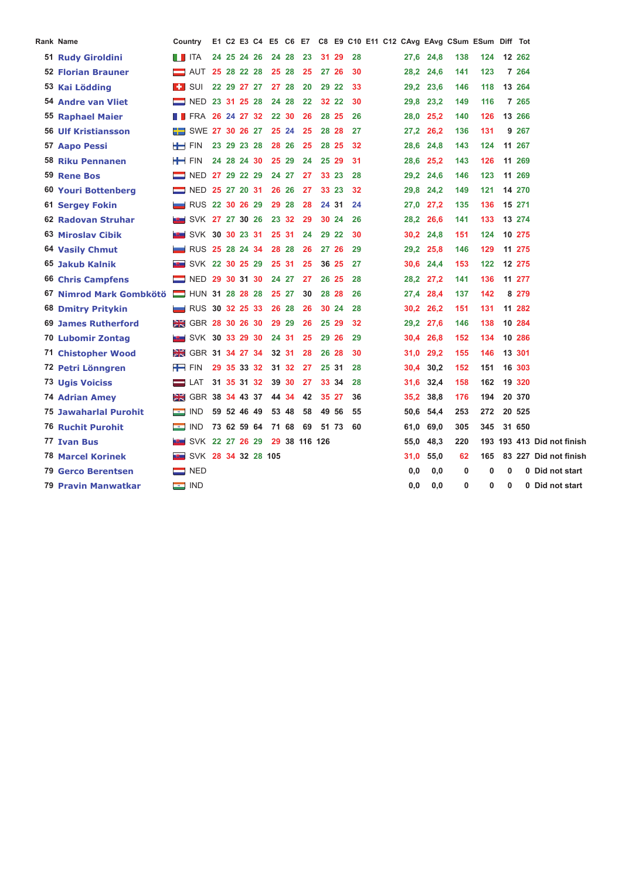| Rank | Name | Country | E1 | C2 | E3 | C4 | E5 | C6 | E7 | C8 | E9 | C10 | E11 | C12 | CAvg | EAvg | CSum | ESum | Diff | Tot | |
|---|---|---|---|---|---|---|---|---|---|---|---|---|---|---|---|---|---|---|---|---|---|
| 51 | Rudy Giroldini | ITA | 24 | 25 | 24 | 26 | 24 | 28 | 23 | 31 | 29 | 28 | | | 27,6 | 24,8 | 138 | 124 | 12 | 262 | |
| 52 | Florian Brauner | AUT | 25 | 28 | 22 | 28 | 25 | 28 | 25 | 27 | 26 | 30 | | | 28,2 | 24,6 | 141 | 123 | 7 | 264 | |
| 53 | Kai Lödding | SUI | 22 | 29 | 27 | 27 | 27 | 28 | 20 | 29 | 22 | 33 | | | 29,2 | 23,6 | 146 | 118 | 13 | 264 | |
| 54 | Andre van Vliet | NED | 23 | 31 | 25 | 28 | 24 | 28 | 22 | 32 | 22 | 30 | | | 29,8 | 23,2 | 149 | 116 | 7 | 265 | |
| 55 | Raphael Maier | FRA | 26 | 24 | 27 | 32 | 22 | 30 | 26 | 28 | 25 | 26 | | | 28,0 | 25,2 | 140 | 126 | 13 | 266 | |
| 56 | Ulf Kristiansson | SWE | 27 | 30 | 26 | 27 | 25 | 24 | 25 | 28 | 28 | 27 | | | 27,2 | 26,2 | 136 | 131 | 9 | 267 | |
| 57 | Aapo Pessi | FIN | 23 | 29 | 23 | 28 | 28 | 26 | 25 | 28 | 25 | 32 | | | 28,6 | 24,8 | 143 | 124 | 11 | 267 | |
| 58 | Riku Pennanen | FIN | 24 | 28 | 24 | 30 | 25 | 29 | 24 | 25 | 29 | 31 | | | 28,6 | 25,2 | 143 | 126 | 11 | 269 | |
| 59 | Rene Bos | NED | 27 | 29 | 22 | 29 | 24 | 27 | 27 | 33 | 23 | 28 | | | 29,2 | 24,6 | 146 | 123 | 11 | 269 | |
| 60 | Youri Bottenberg | NED | 25 | 27 | 20 | 31 | 26 | 26 | 27 | 33 | 23 | 32 | | | 29,8 | 24,2 | 149 | 121 | 14 | 270 | |
| 61 | Sergey Fokin | RUS | 22 | 30 | 26 | 29 | 29 | 28 | 28 | 24 | 31 | 24 | | | 27,0 | 27,2 | 135 | 136 | 15 | 271 | |
| 62 | Radovan Struhar | SVK | 27 | 27 | 30 | 26 | 23 | 32 | 29 | 30 | 24 | 26 | | | 28,2 | 26,6 | 141 | 133 | 13 | 274 | |
| 63 | Miroslav Cibik | SVK | 30 | 30 | 23 | 31 | 25 | 31 | 24 | 29 | 22 | 30 | | | 30,2 | 24,8 | 151 | 124 | 10 | 275 | |
| 64 | Vasily Chmut | RUS | 25 | 28 | 24 | 34 | 28 | 28 | 26 | 27 | 26 | 29 | | | 29,2 | 25,8 | 146 | 129 | 11 | 275 | |
| 65 | Jakub Kalnik | SVK | 22 | 30 | 25 | 29 | 25 | 31 | 25 | 36 | 25 | 27 | | | 30,6 | 24,4 | 153 | 122 | 12 | 275 | |
| 66 | Chris Campfens | NED | 29 | 30 | 31 | 30 | 24 | 27 | 27 | 26 | 25 | 28 | | | 28,2 | 27,2 | 141 | 136 | 11 | 277 | |
| 67 | Nimrod Mark Gombkötö | HUN | 31 | 28 | 28 | 28 | 25 | 27 | 30 | 28 | 28 | 26 | | | 27,4 | 28,4 | 137 | 142 | 8 | 279 | |
| 68 | Dmitry Pritykin | RUS | 30 | 32 | 25 | 33 | 26 | 28 | 26 | 30 | 24 | 28 | | | 30,2 | 26,2 | 151 | 131 | 11 | 282 | |
| 69 | James Rutherford | GBR | 28 | 30 | 26 | 30 | 29 | 29 | 26 | 25 | 29 | 32 | | | 29,2 | 27,6 | 146 | 138 | 10 | 284 | |
| 70 | Lubomir Zontag | SVK | 30 | 33 | 29 | 30 | 24 | 31 | 25 | 29 | 26 | 29 | | | 30,4 | 26,8 | 152 | 134 | 10 | 286 | |
| 71 | Chistopher Wood | GBR | 31 | 34 | 27 | 34 | 32 | 31 | 28 | 26 | 28 | 30 | | | 31,0 | 29,2 | 155 | 146 | 13 | 301 | |
| 72 | Petri Lönngren | FIN | 29 | 35 | 33 | 32 | 31 | 32 | 27 | 25 | 31 | 28 | | | 30,4 | 30,2 | 152 | 151 | 16 | 303 | |
| 73 | Ugis Voiciss | LAT | 31 | 35 | 31 | 32 | 39 | 30 | 27 | 33 | 34 | 28 | | | 31,6 | 32,4 | 158 | 162 | 19 | 320 | |
| 74 | Adrian Amey | GBR | 38 | 34 | 43 | 37 | 44 | 34 | 42 | 35 | 27 | 36 | | | 35,2 | 38,8 | 176 | 194 | 20 | 370 | |
| 75 | Jawaharlal Purohit | IND | 59 | 52 | 46 | 49 | 53 | 48 | 58 | 49 | 56 | 55 | | | 50,6 | 54,4 | 253 | 272 | 20 | 525 | |
| 76 | Ruchit Purohit | IND | 73 | 62 | 59 | 64 | 71 | 68 | 69 | 51 | 73 | 60 | | | 61,0 | 69,0 | 305 | 345 | 31 | 650 | |
| 77 | Ivan Bus | SVK | 22 | 27 | 26 | 29 | 29 | 38 | 116 | 126 | | | | | 55,0 | 48,3 | 220 | 193 | 193 | 413 | Did not finish |
| 78 | Marcel Korinek | SVK | 28 | 34 | 32 | 28 | 105 | | | | | | | | 31,0 | 55,0 | 62 | 165 | 83 | 227 | Did not finish |
| 79 | Gerco Berentsen | NED | | | | | | | | | | | | | 0,0 | 0,0 | 0 | 0 | 0 | 0 | Did not start |
| 79 | Pravin Manwatkar | IND | | | | | | | | | | | | | 0,0 | 0,0 | 0 | 0 | 0 | 0 | Did not start |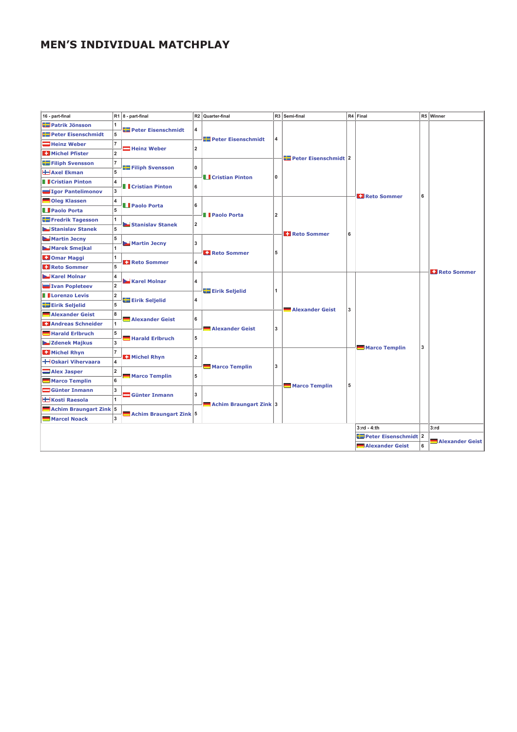# MEN'S INDIVIDUAL MATCHPLAY

| 16 - part-final | R1 | 8 - part-final | R2 | Quarter-final | R3 | Semi-final | R4 | Final | R5 | Winner |
|---|---|---|---|---|---|---|---|---|---|---|
| Patrik Jönsson | 1 | Peter Eisenschmidt | 4 | Peter Eisenschmidt | 4 | Peter Eisenschmidt | 2 | Reto Sommer | 6 | Reto Sommer |
| Peter Eisenschmidt | 5 | | | | | | | | | |
| Heinz Weber | 7 | Heinz Weber | 2 | | | | | | | |
| Michel Pfister | 2 | | | | | | | | | |
| Filiph Svensson | 7 | Filiph Svensson | 0 | Cristian Pinton | 0 | | | | | |
| Axel Ekman | 5 | | | | | | | | | |
| Cristian Pinton | 4 | Cristian Pinton | 6 | | | | | | | |
| Igor Pantelimonov | 3 | | | | | | | | | |
| Oleg Klassen | 4 | Paolo Porta | 6 | Paolo Porta | 2 | Reto Sommer | 6 | | | |
| Paolo Porta | 5 | | | | | | | | | |
| Fredrik Tagesson | 1 | Stanislav Stanek | 2 | | | | | | | |
| Stanislav Stanek | 5 | | | | | | | | | |
| Martin Jecny | 5 | Martin Jecny | 3 | Reto Sommer | 5 | | | | | |
| Marek Smejkal | 1 | | | | | | | | | |
| Omar Maggi | 1 | Reto Sommer | 4 | | | | | | | |
| Reto Sommer | 5 | | | | | | | | | |
| Karel Molnar | 4 | Karel Molnar | 4 | Eirik Seljelid | 1 | Alexander Geist | 3 | Marco Templin | 3 | |
| Ivan Popleteev | 2 | | | | | | | | | |
| Lorenzo Levis | 2 | Eirik Seljelid | 4 | | | | | | | |
| Eirik Seljelid | 5 | | | | | | | | | |
| Alexander Geist | 8 | Alexander Geist | 6 | Alexander Geist | 3 | | | | | |
| Andreas Schneider | 1 | | | | | | | | | |
| Harald Erlbruch | 5 | Harald Erlbruch | 5 | | | | | | | |
| Zdenek Majkus | 3 | | | | | | | | | |
| Michel Rhyn | 7 | Michel Rhyn | 2 | Marco Templin | 3 | Marco Templin | 5 | | | |
| Oskari Vihervaara | 4 | | | | | | | | | |
| Alex Jasper | 2 | Marco Templin | 5 | | | | | | | |
| Marco Templin | 6 | | | | | | | | | |
| Günter Inmann | 3 | Günter Inmann | 3 | Achim Braungart Zink | 3 | | | | | |
| Kosti Raesola | 1 | | | | | | | | | |
| Achim Braungart Zink | 5 | Achim Braungart Zink | 5 | | | | | | | |
| Marcel Noack | 3 | | | | | | | | | |

| 3:rd - 4:th | | 3:rd |
|---|---|---|
| Peter Eisenschmidt | 2 | Alexander Geist |
| Alexander Geist | 6 | |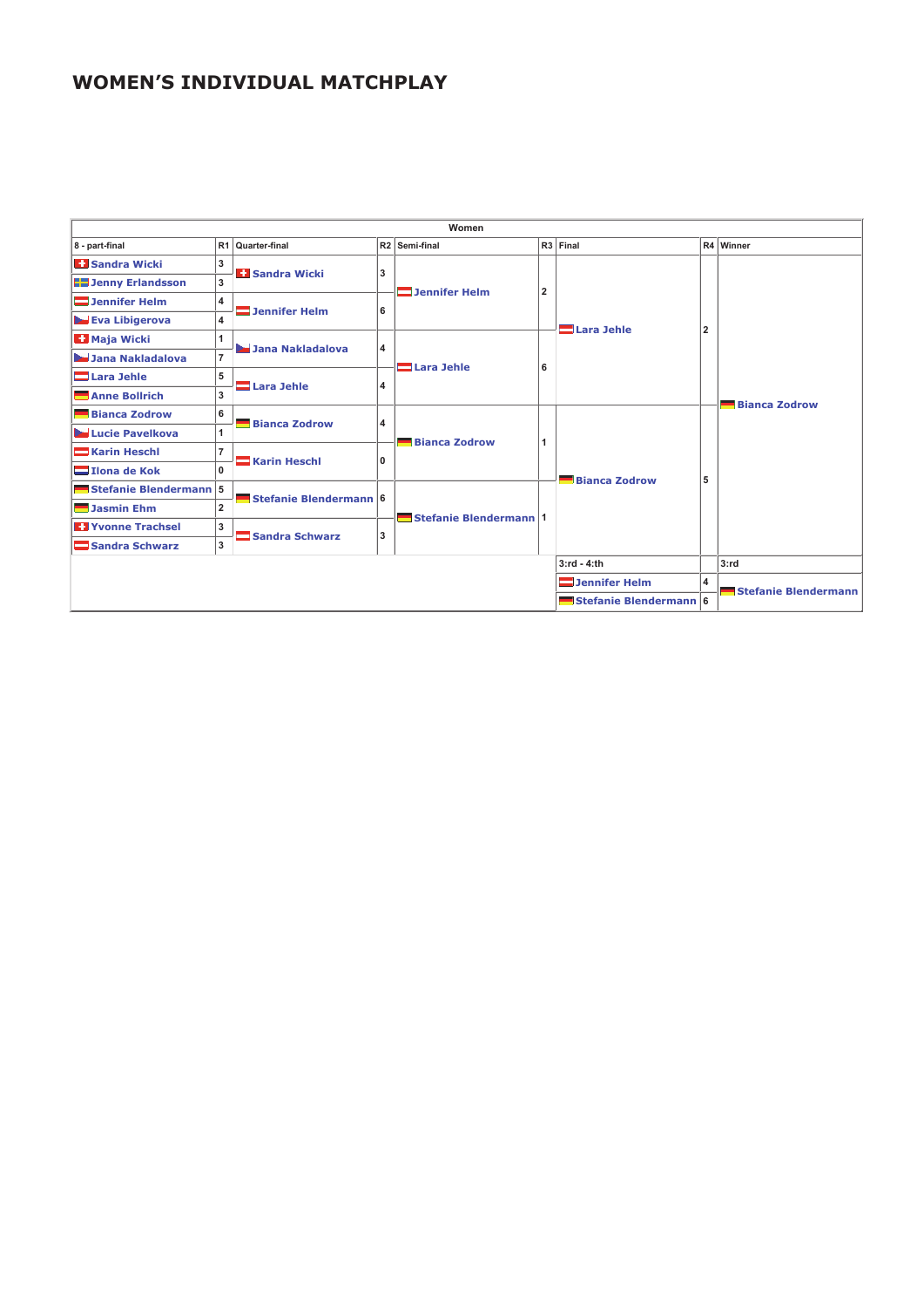# WOMEN’S INDIVIDUAL MATCHPLAY

| Women | | | | | | | | | |
|---|---|---|---|---|---|---|---|---|---|
| 8 - part-final | R1 | Quarter-final | R2 | Semi-final | R3 | Final | R4 | Winner | |
| Sandra Wicki | 3 | Sandra Wicki | 3 | Jennifer Helm | 2 | Lara Jehle | 2 | Bianca Zodrow | |
| Jenny Erlandsson | 3 | | | | | | | | |
| Jennifer Helm | 4 | Jennifer Helm | 6 | | | | | | |
| Eva Libigerova | 4 | | | | | | | | |
| Maja Wicki | 1 | Jana Nakladalova | 4 | Lara Jehle | 6 | | | | |
| Jana Nakladalova | 7 | | | | | | | | |
| Lara Jehle | 5 | Lara Jehle | 4 | | | | | | |
| Anne Bollrich | 3 | | | | | | | | |
| Bianca Zodrow | 6 | Bianca Zodrow | 4 | Bianca Zodrow | 1 | Bianca Zodrow | 5 | | |
| Lucie Pavelkova | 1 | | | | | | | | |
| Karin Heschl | 7 | Karin Heschl | 0 | | | | | | |
| Ilona de Kok | 0 | | | | | | | | |
| Stefanie Blendermann | 5 | Stefanie Blendermann | 6 | Stefanie Blendermann | 1 | | | | |
| Jasmin Ehm | 2 | | | | | | | | |
| Yvonne Trachsel | 3 | Sandra Schwarz | 3 | | | | | | |
| Sandra Schwarz | 3 | | | | | | | | |
| | | | | | | 3:rd - 4:th | | 3:rd | |
| | | | | | | Jennifer Helm | 4 | Stefanie Blendermann | |
| | | | | | | Stefanie Blendermann | 6 | | |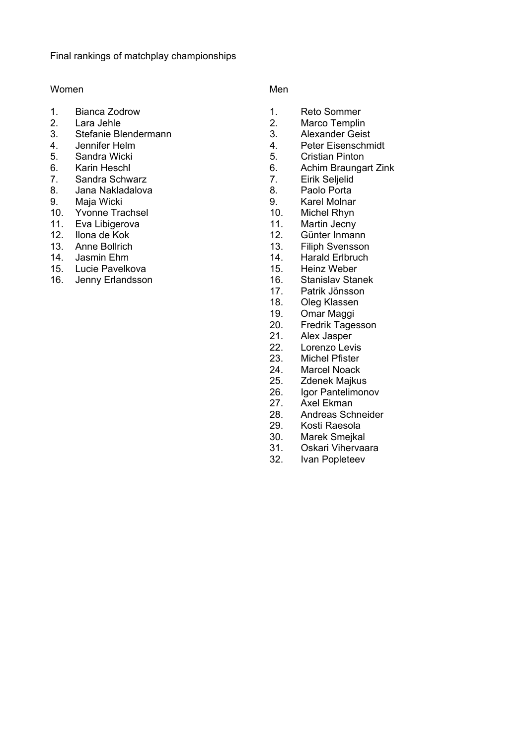Final rankings of matchplay championships

Women

1. Bianca Zodrow
2. Lara Jehle
3. Stefanie Blendermann
4. Jennifer Helm
5. Sandra Wicki
6. Karin Heschl
7. Sandra Schwarz
8. Jana Nakladalova
9. Maja Wicki
10. Yvonne Trachsel
11. Eva Libigerova
12. Ilona de Kok
13. Anne Bollrich
14. Jasmin Ehm
15. Lucie Pavelkova
16. Jenny Erlandsson

Men

1. Reto Sommer
2. Marco Templin
3. Alexander Geist
4. Peter Eisenschmidt
5. Cristian Pinton
6. Achim Braungart Zink
7. Eirik Seljelid
8. Paolo Porta
9. Karel Molnar
10. Michel Rhyn
11. Martin Jecny
12. Günter Inmann
13. Filiph Svensson
14. Harald Erlbruch
15. Heinz Weber
16. Stanislav Stanek
17. Patrik Jönsson
18. Oleg Klassen
19. Omar Maggi
20. Fredrik Tagesson
21. Alex Jasper
22. Lorenzo Levis
23. Michel Pfister
24. Marcel Noack
25. Zdenek Majkus
26. Igor Pantelimonov
27. Axel Ekman
28. Andreas Schneider
29. Kosti Raesola
30. Marek Smejkal
31. Oskari Vihervaara
32. Ivan Popleteev